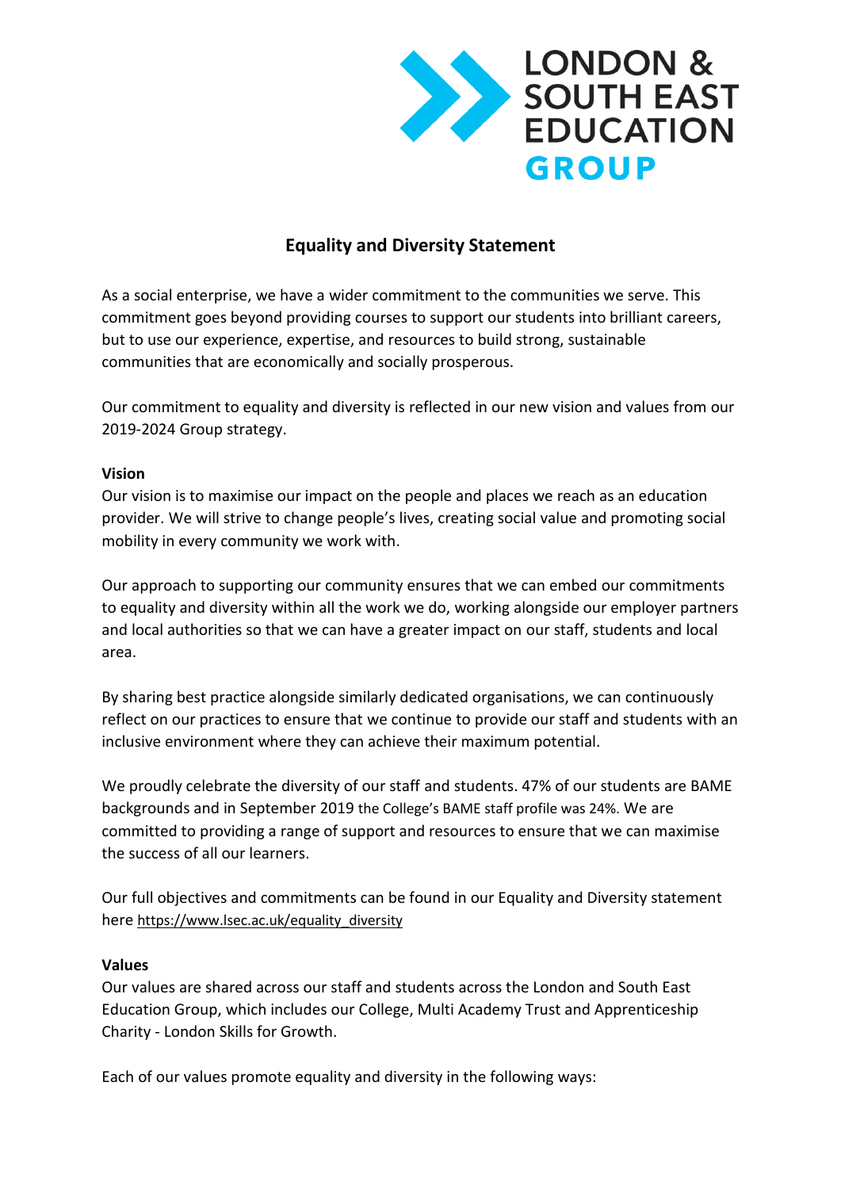LONDON & SOUTH EAST EDUCATION GROUP

# Equality and Diversity Statement

As a social enterprise, we have a wider commitment to the communities we serve. This commitment goes beyond providing courses to support our students into brilliant careers, but to use our experience, expertise, and resources to build strong, sustainable communities that are economically and socially prosperous.

Our commitment to equality and diversity is reflected in our new vision and values from our 2019-2024 Group strategy.

**Vision**

Our vision is to maximise our impact on the people and places we reach as an education provider. We will strive to change people's lives, creating social value and promoting social mobility in every community we work with.

Our approach to supporting our community ensures that we can embed our commitments to equality and diversity within all the work we do, working alongside our employer partners and local authorities so that we can have a greater impact on our staff, students and local area.

By sharing best practice alongside similarly dedicated organisations, we can continuously reflect on our practices to ensure that we continue to provide our staff and students with an inclusive environment where they can achieve their maximum potential.

We proudly celebrate the diversity of our staff and students. 47% of our students are BAME backgrounds and in September 2019 the College's BAME staff profile was 24%. We are committed to providing a range of support and resources to ensure that we can maximise the success of all our learners.

Our full objectives and commitments can be found in our Equality and Diversity statement here https://www.lsec.ac.uk/equality_diversity

**Values**

Our values are shared across our staff and students across the London and South East Education Group, which includes our College, Multi Academy Trust and Apprenticeship Charity - London Skills for Growth.

Each of our values promote equality and diversity in the following ways: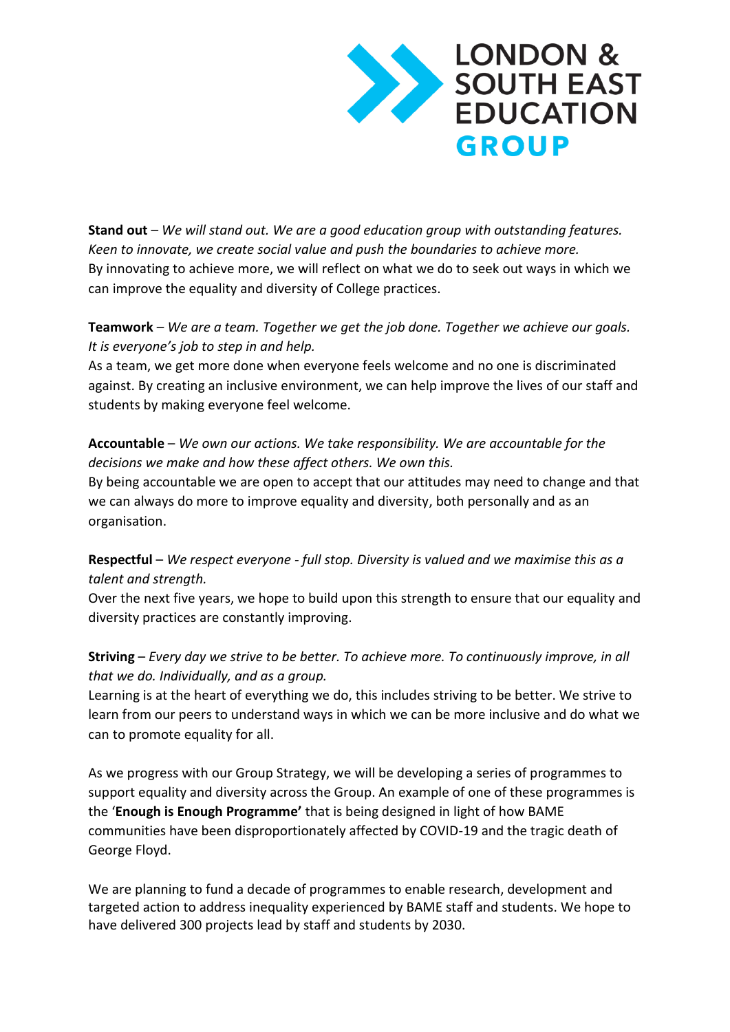**Stand out** – *We will stand out. We are a good education group with outstanding features. Keen to innovate, we create social value and push the boundaries to achieve more.*
By innovating to achieve more, we will reflect on what we do to seek out ways in which we can improve the equality and diversity of College practices.

**Teamwork** – *We are a team. Together we get the job done. Together we achieve our goals. It is everyone's job to step in and help.*
As a team, we get more done when everyone feels welcome and no one is discriminated against. By creating an inclusive environment, we can help improve the lives of our staff and students by making everyone feel welcome.

**Accountable** – *We own our actions. We take responsibility. We are accountable for the decisions we make and how these affect others. We own this.*
By being accountable we are open to accept that our attitudes may need to change and that we can always do more to improve equality and diversity, both personally and as an organisation.

**Respectful** – *We respect everyone - full stop. Diversity is valued and we maximise this as a talent and strength.*
Over the next five years, we hope to build upon this strength to ensure that our equality and diversity practices are constantly improving.

**Striving** – *Every day we strive to be better. To achieve more. To continuously improve, in all that we do. Individually, and as a group.*
Learning is at the heart of everything we do, this includes striving to be better. We strive to learn from our peers to understand ways in which we can be more inclusive and do what we can to promote equality for all.

As we progress with our Group Strategy, we will be developing a series of programmes to support equality and diversity across the Group. An example of one of these programmes is the '**Enough is Enough Programme'** that is being designed in light of how BAME communities have been disproportionately affected by COVID-19 and the tragic death of George Floyd.

We are planning to fund a decade of programmes to enable research, development and targeted action to address inequality experienced by BAME staff and students. We hope to have delivered 300 projects lead by staff and students by 2030.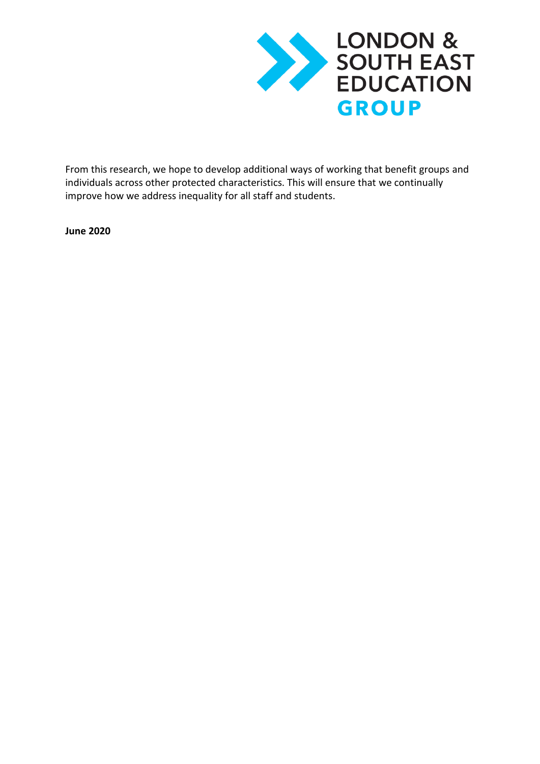From this research, we hope to develop additional ways of working that benefit groups and individuals across other protected characteristics. This will ensure that we continually improve how we address inequality for all staff and students.

**June 2020**